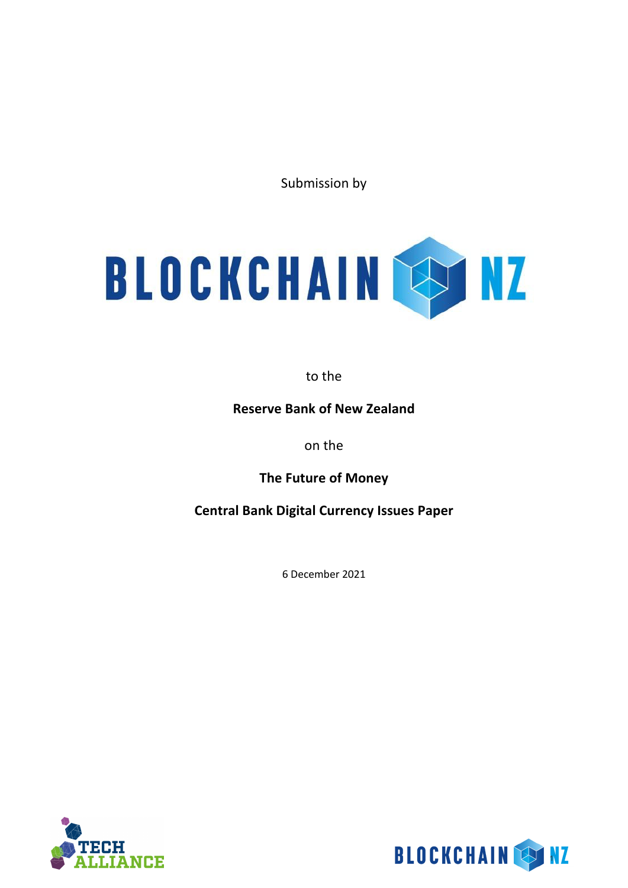Submission by

BLOCKCHAIN NZ

to the

**Reserve Bank of New Zealand**

on the

**The Future of Money**

**Central Bank Digital Currency Issues Paper**

6 December 2021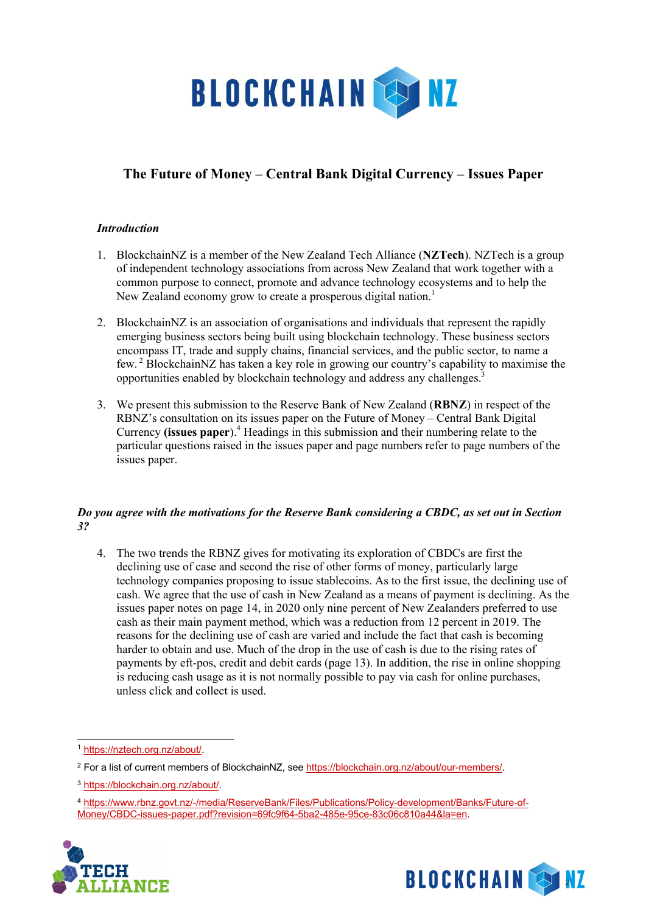## The Future of Money – Central Bank Digital Currency – Issues Paper

### *Introduction*

1. BlockchainNZ is a member of the New Zealand Tech Alliance (**NZTech**). NZTech is a group of independent technology associations from across New Zealand that work together with a common purpose to connect, promote and advance technology ecosystems and to help the New Zealand economy grow to create a prosperous digital nation.[1]

2. BlockchainNZ is an association of organisations and individuals that represent the rapidly emerging business sectors being built using blockchain technology. These business sectors encompass IT, trade and supply chains, financial services, and the public sector, to name a few.[2] BlockchainNZ has taken a key role in growing our country's capability to maximise the opportunities enabled by blockchain technology and address any challenges.[3]

3. We present this submission to the Reserve Bank of New Zealand (**RBNZ**) in respect of the RBNZ's consultation on its issues paper on the Future of Money – Central Bank Digital Currency **(issues paper)**.[4] Headings in this submission and their numbering relate to the particular questions raised in the issues paper and page numbers refer to page numbers of the issues paper.

### *Do you agree with the motivations for the Reserve Bank considering a CBDC, as set out in Section 3?*

4. The two trends the RBNZ gives for motivating its exploration of CBDCs are first the declining use of case and second the rise of other forms of money, particularly large technology companies proposing to issue stablecoins. As to the first issue, the declining use of cash. We agree that the use of cash in New Zealand as a means of payment is declining. As the issues paper notes on page 14, in 2020 only nine percent of New Zealanders preferred to use cash as their main payment method, which was a reduction from 12 percent in 2019. The reasons for the declining use of cash are varied and include the fact that cash is becoming harder to obtain and use. Much of the drop in the use of cash is due to the rising rates of payments by eft-pos, credit and debit cards (page 13). In addition, the rise in online shopping is reducing cash usage as it is not normally possible to pay via cash for online purchases, unless click and collect is used.

---

[1] https://nztech.org.nz/about/.

[2] For a list of current members of BlockchainNZ, see https://blockchain.org.nz/about/our-members/.

[3] https://blockchain.org.nz/about/.

[4] https://www.rbnz.govt.nz/-/media/ReserveBank/Files/Publications/Policy-development/Banks/Future-of-Money/CBDC-issues-paper.pdf?revision=69fc9f64-5ba2-485e-95ce-83c06c810a44&la=en.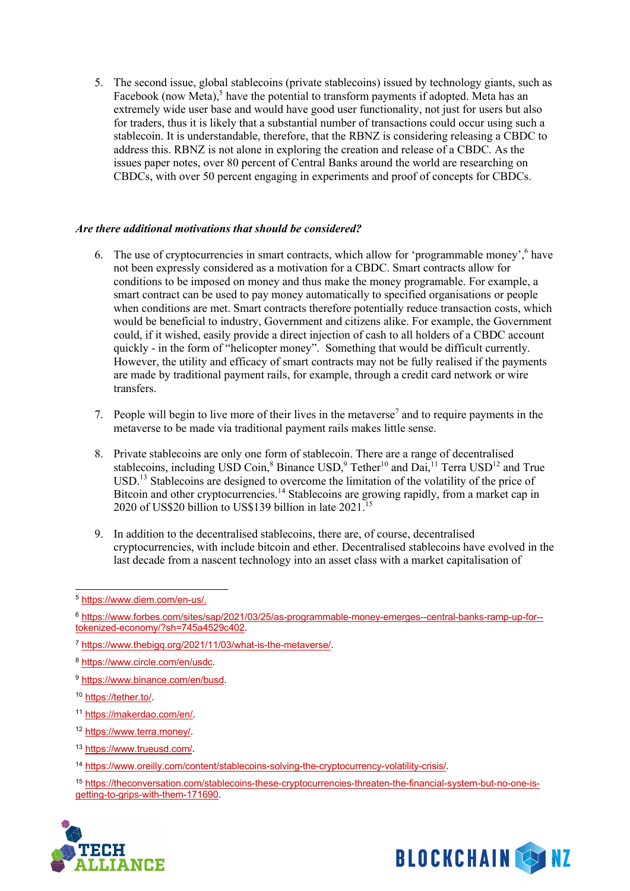5. The second issue, global stablecoins (private stablecoins) issued by technology giants, such as Facebook (now Meta),[5] have the potential to transform payments if adopted. Meta has an extremely wide user base and would have good user functionality, not just for users but also for traders, thus it is likely that a substantial number of transactions could occur using such a stablecoin. It is understandable, therefore, that the RBNZ is considering releasing a CBDC to address this. RBNZ is not alone in exploring the creation and release of a CBDC. As the issues paper notes, over 80 percent of Central Banks around the world are researching on CBDCs, with over 50 percent engaging in experiments and proof of concepts for CBDCs.

***Are there additional motivations that should be considered?***

6. The use of cryptocurrencies in smart contracts, which allow for 'programmable money',[6] have not been expressly considered as a motivation for a CBDC. Smart contracts allow for conditions to be imposed on money and thus make the money programable. For example, a smart contract can be used to pay money automatically to specified organisations or people when conditions are met. Smart contracts therefore potentially reduce transaction costs, which would be beneficial to industry, Government and citizens alike. For example, the Government could, if it wished, easily provide a direct injection of cash to all holders of a CBDC account quickly - in the form of "helicopter money". Something that would be difficult currently. However, the utility and efficacy of smart contracts may not be fully realised if the payments are made by traditional payment rails, for example, through a credit card network or wire transfers.

7. People will begin to live more of their lives in the metaverse[7] and to require payments in the metaverse to be made via traditional payment rails makes little sense.

8. Private stablecoins are only one form of stablecoin. There are a range of decentralised stablecoins, including USD Coin,[8] Binance USD,[9] Tether[10] and Dai,[11] Terra USD[12] and True USD.[13] Stablecoins are designed to overcome the limitation of the volatility of the price of Bitcoin and other cryptocurrencies.[14] Stablecoins are growing rapidly, from a market cap in 2020 of US$20 billion to US$139 billion in late 2021.[15]

9. In addition to the decentralised stablecoins, there are, of course, decentralised cryptocurrencies, with include bitcoin and ether. Decentralised stablecoins have evolved in the last decade from a nascent technology into an asset class with a market capitalisation of

---

[5] https://www.diem.com/en-us/.

[6] https://www.forbes.com/sites/sap/2021/03/25/as-programmable-money-emerges--central-banks-ramp-up-for--tokenized-economy/?sh=745a4529c402.

[7] https://www.thebigq.org/2021/11/03/what-is-the-metaverse/.

[8] https://www.circle.com/en/usdc.

[9] https://www.binance.com/en/busd.

[10] https://tether.to/.

[11] https://makerdao.com/en/.

[12] https://www.terra.money/.

[13] https://www.trueusd.com/.

[14] https://www.oreilly.com/content/stablecoins-solving-the-cryptocurrency-volatility-crisis/.

[15] https://theconversation.com/stablecoins-these-cryptocurrencies-threaten-the-financial-system-but-no-one-is-getting-to-grips-with-them-171690.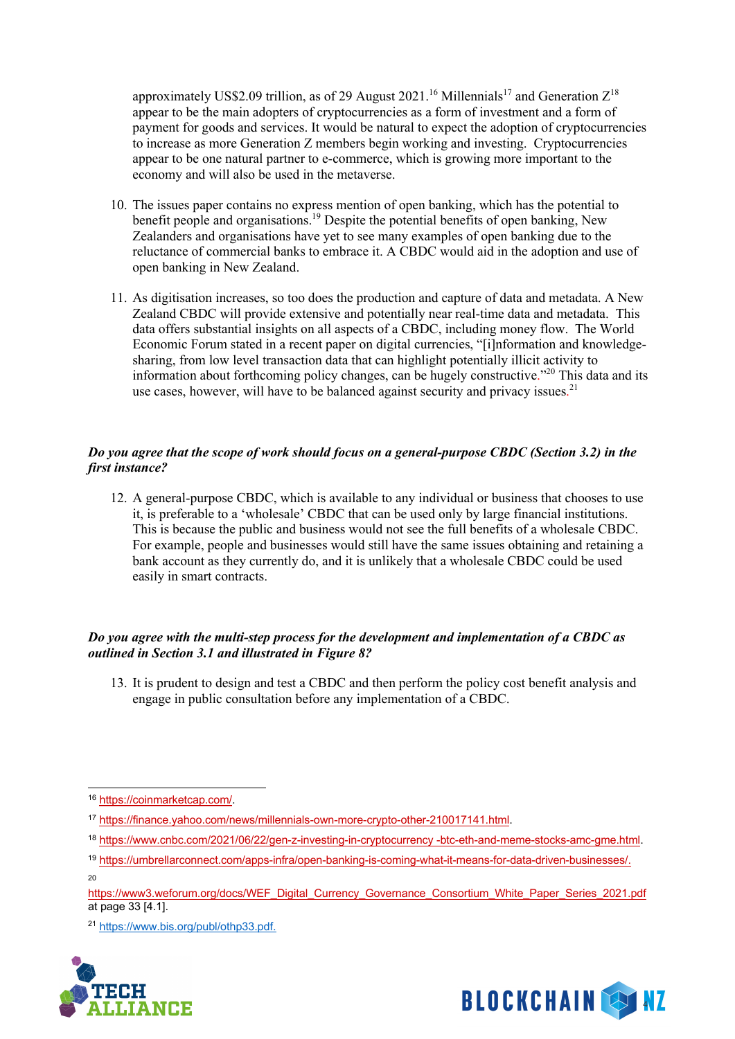approximately US$2.09 trillion, as of 29 August 2021.[16] Millennials[17] and Generation Z[18] appear to be the main adopters of cryptocurrencies as a form of investment and a form of payment for goods and services. It would be natural to expect the adoption of cryptocurrencies to increase as more Generation Z members begin working and investing. Cryptocurrencies appear to be one natural partner to e-commerce, which is growing more important to the economy and will also be used in the metaverse.

10. The issues paper contains no express mention of open banking, which has the potential to benefit people and organisations.[19] Despite the potential benefits of open banking, New Zealanders and organisations have yet to see many examples of open banking due to the reluctance of commercial banks to embrace it. A CBDC would aid in the adoption and use of open banking in New Zealand.

11. As digitisation increases, so too does the production and capture of data and metadata. A New Zealand CBDC will provide extensive and potentially near real-time data and metadata. This data offers substantial insights on all aspects of a CBDC, including money flow. The World Economic Forum stated in a recent paper on digital currencies, "[i]nformation and knowledge-sharing, from low level transaction data that can highlight potentially illicit activity to information about forthcoming policy changes, can be hugely constructive."[20] This data and its use cases, however, will have to be balanced against security and privacy issues.[21]

***Do you agree that the scope of work should focus on a general-purpose CBDC (Section 3.2) in the first instance?***

12. A general-purpose CBDC, which is available to any individual or business that chooses to use it, is preferable to a 'wholesale' CBDC that can be used only by large financial institutions. This is because the public and business would not see the full benefits of a wholesale CBDC. For example, people and businesses would still have the same issues obtaining and retaining a bank account as they currently do, and it is unlikely that a wholesale CBDC could be used easily in smart contracts.

***Do you agree with the multi-step process for the development and implementation of a CBDC as outlined in Section 3.1 and illustrated in Figure 8?***

13. It is prudent to design and test a CBDC and then perform the policy cost benefit analysis and engage in public consultation before any implementation of a CBDC.

---

[16] https://coinmarketcap.com/.

[17] https://finance.yahoo.com/news/millennials-own-more-crypto-other-210017141.html.

[18] https://www.cnbc.com/2021/06/22/gen-z-investing-in-cryptocurrency -btc-eth-and-meme-stocks-amc-gme.html.

[19] https://umbrellarconnect.com/apps-infra/open-banking-is-coming-what-it-means-for-data-driven-businesses/.

[20] https://www3.weforum.org/docs/WEF_Digital_Currency_Governance_Consortium_White_Paper_Series_2021.pdf at page 33 [4.1].

[21] https://www.bis.org/publ/othp33.pdf.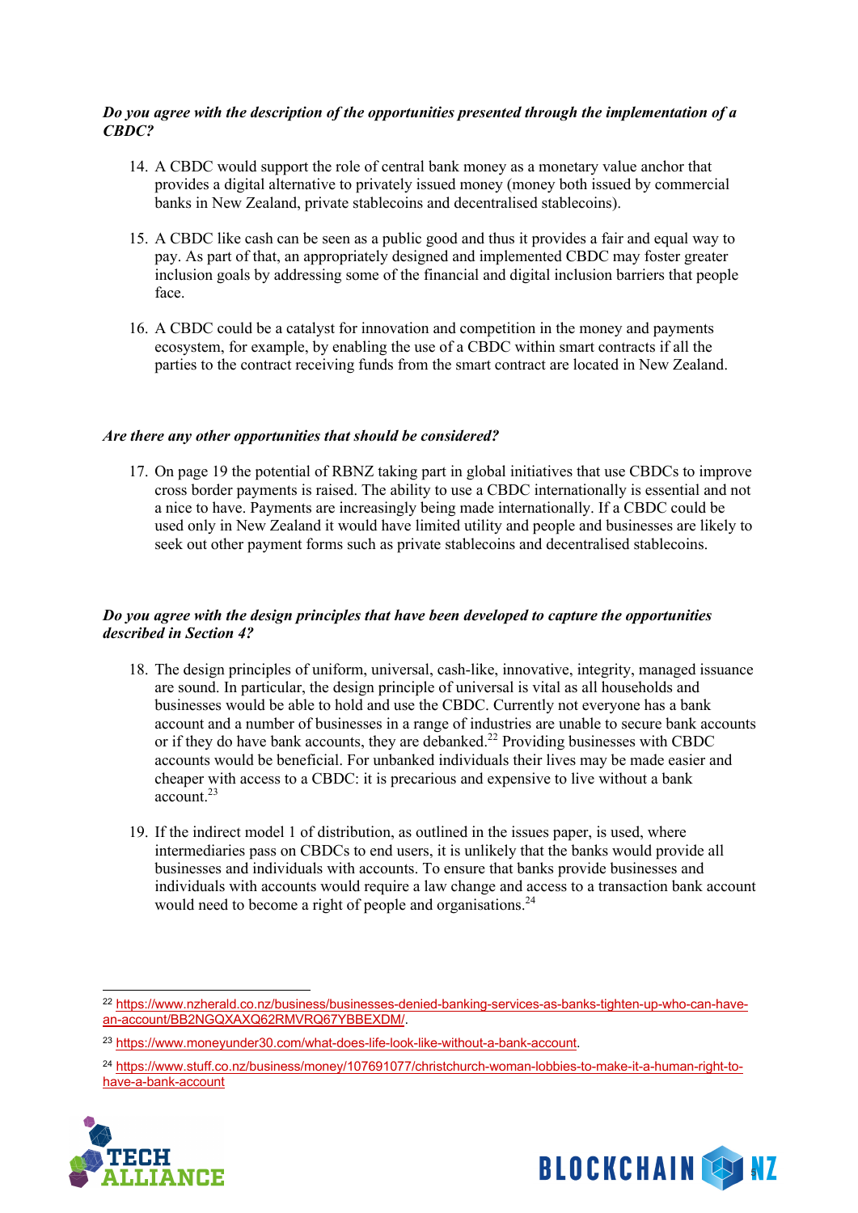***Do you agree with the description of the opportunities presented through the implementation of a CBDC?***

14. A CBDC would support the role of central bank money as a monetary value anchor that provides a digital alternative to privately issued money (money both issued by commercial banks in New Zealand, private stablecoins and decentralised stablecoins).

15. A CBDC like cash can be seen as a public good and thus it provides a fair and equal way to pay. As part of that, an appropriately designed and implemented CBDC may foster greater inclusion goals by addressing some of the financial and digital inclusion barriers that people face.

16. A CBDC could be a catalyst for innovation and competition in the money and payments ecosystem, for example, by enabling the use of a CBDC within smart contracts if all the parties to the contract receiving funds from the smart contract are located in New Zealand.

***Are there any other opportunities that should be considered?***

17. On page 19 the potential of RBNZ taking part in global initiatives that use CBDCs to improve cross border payments is raised. The ability to use a CBDC internationally is essential and not a nice to have. Payments are increasingly being made internationally. If a CBDC could be used only in New Zealand it would have limited utility and people and businesses are likely to seek out other payment forms such as private stablecoins and decentralised stablecoins.

***Do you agree with the design principles that have been developed to capture the opportunities described in Section 4?***

18. The design principles of uniform, universal, cash-like, innovative, integrity, managed issuance are sound. In particular, the design principle of universal is vital as all households and businesses would be able to hold and use the CBDC. Currently not everyone has a bank account and a number of businesses in a range of industries are unable to secure bank accounts or if they do have bank accounts, they are debanked.[22] Providing businesses with CBDC accounts would be beneficial. For unbanked individuals their lives may be made easier and cheaper with access to a CBDC: it is precarious and expensive to live without a bank account.[23]

19. If the indirect model 1 of distribution, as outlined in the issues paper, is used, where intermediaries pass on CBDCs to end users, it is unlikely that the banks would provide all businesses and individuals with accounts. To ensure that banks provide businesses and individuals with accounts would require a law change and access to a transaction bank account would need to become a right of people and organisations.[24]

---

[22] https://www.nzherald.co.nz/business/businesses-denied-banking-services-as-banks-tighten-up-who-can-have-an-account/BB2NGQXAXQ62RMVRQ67YBBEXDM/.

[23] https://www.moneyunder30.com/what-does-life-look-like-without-a-bank-account.

[24] https://www.stuff.co.nz/business/money/107691077/christchurch-woman-lobbies-to-make-it-a-human-right-to-have-a-bank-account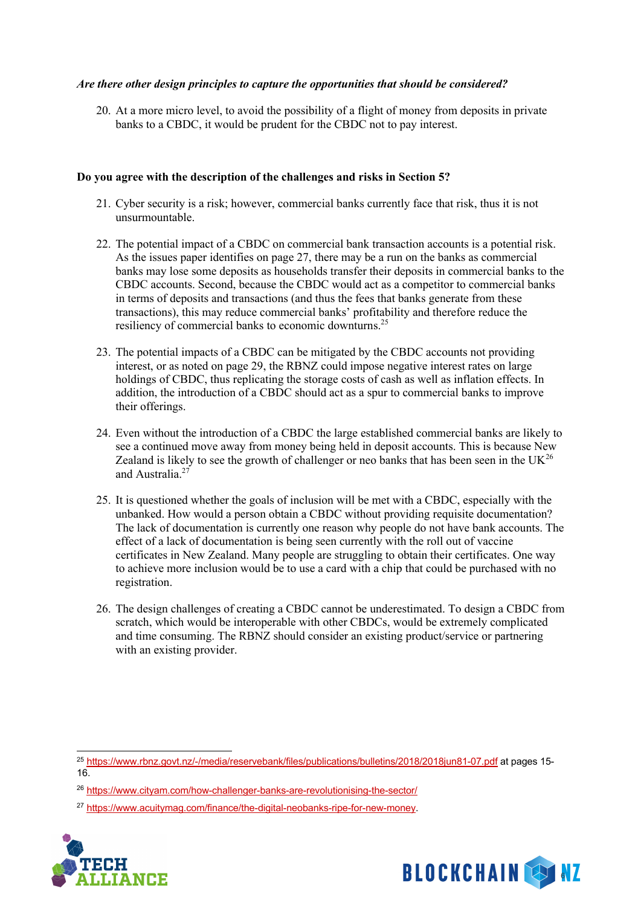***Are there other design principles to capture the opportunities that should be considered?***

20. At a more micro level, to avoid the possibility of a flight of money from deposits in private banks to a CBDC, it would be prudent for the CBDC not to pay interest.

**Do you agree with the description of the challenges and risks in Section 5?**

21. Cyber security is a risk; however, commercial banks currently face that risk, thus it is not unsurmountable.

22. The potential impact of a CBDC on commercial bank transaction accounts is a potential risk. As the issues paper identifies on page 27, there may be a run on the banks as commercial banks may lose some deposits as households transfer their deposits in commercial banks to the CBDC accounts. Second, because the CBDC would act as a competitor to commercial banks in terms of deposits and transactions (and thus the fees that banks generate from these transactions), this may reduce commercial banks' profitability and therefore reduce the resiliency of commercial banks to economic downturns.[25]

23. The potential impacts of a CBDC can be mitigated by the CBDC accounts not providing interest, or as noted on page 29, the RBNZ could impose negative interest rates on large holdings of CBDC, thus replicating the storage costs of cash as well as inflation effects. In addition, the introduction of a CBDC should act as a spur to commercial banks to improve their offerings.

24. Even without the introduction of a CBDC the large established commercial banks are likely to see a continued move away from money being held in deposit accounts. This is because New Zealand is likely to see the growth of challenger or neo banks that has been seen in the UK[26] and Australia.[27]

25. It is questioned whether the goals of inclusion will be met with a CBDC, especially with the unbanked. How would a person obtain a CBDC without providing requisite documentation? The lack of documentation is currently one reason why people do not have bank accounts. The effect of a lack of documentation is being seen currently with the roll out of vaccine certificates in New Zealand. Many people are struggling to obtain their certificates. One way to achieve more inclusion would be to use a card with a chip that could be purchased with no registration.

26. The design challenges of creating a CBDC cannot be underestimated. To design a CBDC from scratch, which would be interoperable with other CBDCs, would be extremely complicated and time consuming. The RBNZ should consider an existing product/service or partnering with an existing provider.

---

[25] https://www.rbnz.govt.nz/-/media/reservebank/files/publications/bulletins/2018/2018jun81-07.pdf at pages 15-16.

[26] https://www.cityam.com/how-challenger-banks-are-revolutionising-the-sector/

[27] https://www.acuitymag.com/finance/the-digital-neobanks-ripe-for-new-money.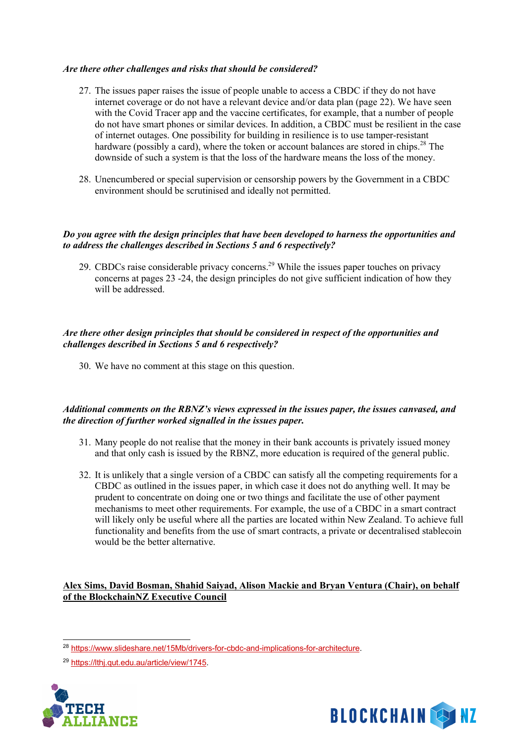***Are there other challenges and risks that should be considered?***

27. The issues paper raises the issue of people unable to access a CBDC if they do not have internet coverage or do not have a relevant device and/or data plan (page 22). We have seen with the Covid Tracer app and the vaccine certificates, for example, that a number of people do not have smart phones or similar devices. In addition, a CBDC must be resilient in the case of internet outages. One possibility for building in resilience is to use tamper-resistant hardware (possibly a card), where the token or account balances are stored in chips.[28] The downside of such a system is that the loss of the hardware means the loss of the money.

28. Unencumbered or special supervision or censorship powers by the Government in a CBDC environment should be scrutinised and ideally not permitted.

***Do you agree with the design principles that have been developed to harness the opportunities and to address the challenges described in Sections 5 and 6 respectively?***

29. CBDCs raise considerable privacy concerns.[29] While the issues paper touches on privacy concerns at pages 23 -24, the design principles do not give sufficient indication of how they will be addressed.

***Are there other design principles that should be considered in respect of the opportunities and challenges described in Sections 5 and 6 respectively?***

30. We have no comment at this stage on this question.

***Additional comments on the RBNZ's views expressed in the issues paper, the issues canvased, and the direction of further worked signalled in the issues paper.***

31. Many people do not realise that the money in their bank accounts is privately issued money and that only cash is issued by the RBNZ, more education is required of the general public.

32. It is unlikely that a single version of a CBDC can satisfy all the competing requirements for a CBDC as outlined in the issues paper, in which case it does not do anything well. It may be prudent to concentrate on doing one or two things and facilitate the use of other payment mechanisms to meet other requirements. For example, the use of a CBDC in a smart contract will likely only be useful where all the parties are located within New Zealand. To achieve full functionality and benefits from the use of smart contracts, a private or decentralised stablecoin would be the better alternative.

**Alex Sims, David Bosman, Shahid Saiyad, Alison Mackie and Bryan Ventura (Chair), on behalf of the BlockchainNZ Executive Council**

---

[28] https://www.slideshare.net/15Mb/drivers-for-cbdc-and-implications-for-architecture.

[29] https://lthj.qut.edu.au/article/view/1745.